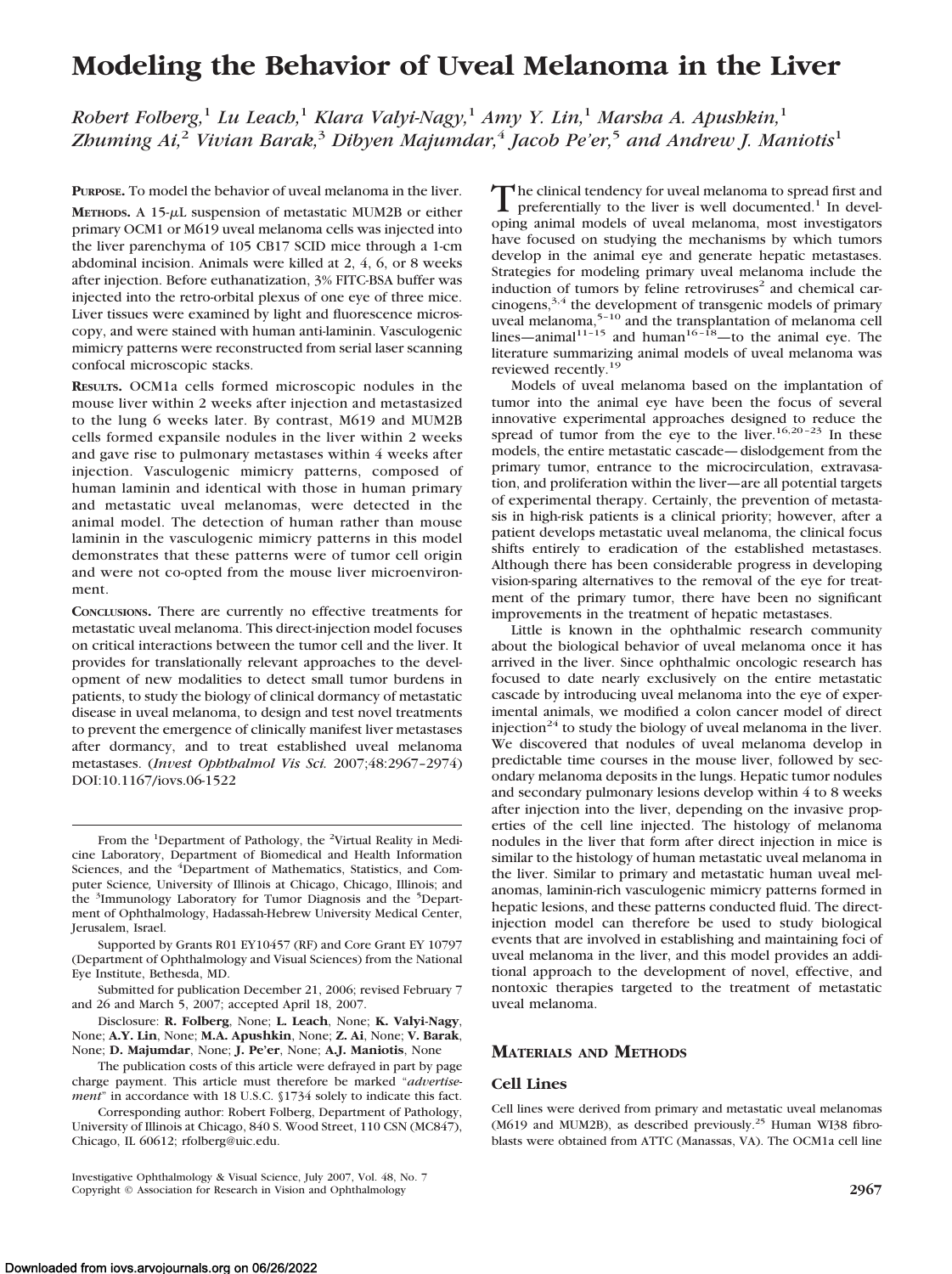# Modeling the Behavior of Uveal Melanoma in the Liver

*Robert Folberg,[1] Lu Leach,[1] Klara Valyi-Nagy,[1] Amy Y. Lin,[1] Marsha A. Apushkin,[1] Zhuming Ai,[2] Vivian Barak,[3] Dibyen Majumdar,[4] Jacob Pe'er,[5] and Andrew J. Maniotis[1]*

**PURPOSE.** To model the behavior of uveal melanoma in the liver.

**METHODS.** A 15-$\mu$L suspension of metastatic MUM2B or either primary OCM1 or M619 uveal melanoma cells was injected into the liver parenchyma of 105 CB17 SCID mice through a 1-cm abdominal incision. Animals were killed at 2, 4, 6, or 8 weeks after injection. Before euthanatization, 3% FITC-BSA buffer was injected into the retro-orbital plexus of one eye of three mice. Liver tissues were examined by light and fluorescence microscopy, and were stained with human anti-laminin. Vasculogenic mimicry patterns were reconstructed from serial laser scanning confocal microscopic stacks.

**RESULTS.** OCM1a cells formed microscopic nodules in the mouse liver within 2 weeks after injection and metastasized to the lung 6 weeks later. By contrast, M619 and MUM2B cells formed expansile nodules in the liver within 2 weeks and gave rise to pulmonary metastases within 4 weeks after injection. Vasculogenic mimicry patterns, composed of human laminin and identical with those in human primary and metastatic uveal melanomas, were detected in the animal model. The detection of human rather than mouse laminin in the vasculogenic mimicry patterns in this model demonstrates that these patterns were of tumor cell origin and were not co-opted from the mouse liver microenvironment.

**CONCLUSIONS.** There are currently no effective treatments for metastatic uveal melanoma. This direct-injection model focuses on critical interactions between the tumor cell and the liver. It provides for translationally relevant approaches to the development of new modalities to detect small tumor burdens in patients, to study the biology of clinical dormancy of metastatic disease in uveal melanoma, to design and test novel treatments to prevent the emergence of clinically manifest liver metastases after dormancy, and to treat established uveal melanoma metastases. (*Invest Ophthalmol Vis Sci.* 2007;48:2967–2974) DOI:10.1167/iovs.06-1522

The clinical tendency for uveal melanoma to spread first and preferentially to the liver is well documented.[1] In developing animal models of uveal melanoma, most investigators have focused on studying the mechanisms by which tumors develop in the animal eye and generate hepatic metastases. Strategies for modeling primary uveal melanoma include the induction of tumors by feline retroviruses[2] and chemical carcinogens,[3,4] the development of transgenic models of primary uveal melanoma,[5–10] and the transplantation of melanoma cell lines—animal[11–15] and human[16–18]—to the animal eye. The literature summarizing animal models of uveal melanoma was reviewed recently.[19]

Models of uveal melanoma based on the implantation of tumor into the animal eye have been the focus of several innovative experimental approaches designed to reduce the spread of tumor from the eye to the liver.[16,20–23] In these models, the entire metastatic cascade—dislodgement from the primary tumor, entrance to the microcirculation, extravasation, and proliferation within the liver—are all potential targets of experimental therapy. Certainly, the prevention of metastasis in high-risk patients is a clinical priority; however, after a patient develops metastatic uveal melanoma, the clinical focus shifts entirely to eradication of the established metastases. Although there has been considerable progress in developing vision-sparing alternatives to the removal of the eye for treatment of the primary tumor, there have been no significant improvements in the treatment of hepatic metastases.

Little is known in the ophthalmic research community about the biological behavior of uveal melanoma once it has arrived in the liver. Since ophthalmic oncologic research has focused to date nearly exclusively on the entire metastatic cascade by introducing uveal melanoma into the eye of experimental animals, we modified a colon cancer model of direct injection[24] to study the biology of uveal melanoma in the liver. We discovered that nodules of uveal melanoma develop in predictable time courses in the mouse liver, followed by secondary melanoma deposits in the lungs. Hepatic tumor nodules and secondary pulmonary lesions develop within 4 to 8 weeks after injection into the liver, depending on the invasive properties of the cell line injected. The histology of melanoma nodules in the liver that form after direct injection in mice is similar to the histology of human metastatic uveal melanoma in the liver. Similar to primary and metastatic human uveal melanomas, laminin-rich vasculogenic mimicry patterns formed in hepatic lesions, and these patterns conducted fluid. The direct-injection model can therefore be used to study biological events that are involved in establishing and maintaining foci of uveal melanoma in the liver, and this model provides an additional approach to the development of novel, effective, and nontoxic therapies targeted to the treatment of metastatic uveal melanoma.

From the [1]Department of Pathology, the [2]Virtual Reality in Medicine Laboratory, Department of Biomedical and Health Information Sciences, and the [4]Department of Mathematics, Statistics, and Computer Science, University of Illinois at Chicago, Chicago, Illinois; and the [3]Immunology Laboratory for Tumor Diagnosis and the [5]Department of Ophthalmology, Hadassah-Hebrew University Medical Center, Jerusalem, Israel.

Supported by Grants R01 EY10457 (RF) and Core Grant EY 10797 (Department of Ophthalmology and Visual Sciences) from the National Eye Institute, Bethesda, MD.

Submitted for publication December 21, 2006; revised February 7 and 26 and March 5, 2007; accepted April 18, 2007.

Disclosure: **R. Folberg**, None; **L. Leach**, None; **K. Valyi-Nagy**, None; **A.Y. Lin**, None; **M.A. Apushkin**, None; **Z. Ai**, None; **V. Barak**, None; **D. Majumdar**, None; **J. Pe'er**, None; **A.J. Maniotis**, None

The publication costs of this article were defrayed in part by page charge payment. This article must therefore be marked "*advertisement*" in accordance with 18 U.S.C. §1734 solely to indicate this fact.

Corresponding author: Robert Folberg, Department of Pathology, University of Illinois at Chicago, 840 S. Wood Street, 110 CSN (MC847), Chicago, IL 60612; rfolberg@uic.edu.

## MATERIALS AND METHODS

### Cell Lines

Cell lines were derived from primary and metastatic uveal melanomas (M619 and MUM2B), as described previously.[25] Human WI38 fibroblasts were obtained from ATTC (Manassas, VA). The OCM1a cell line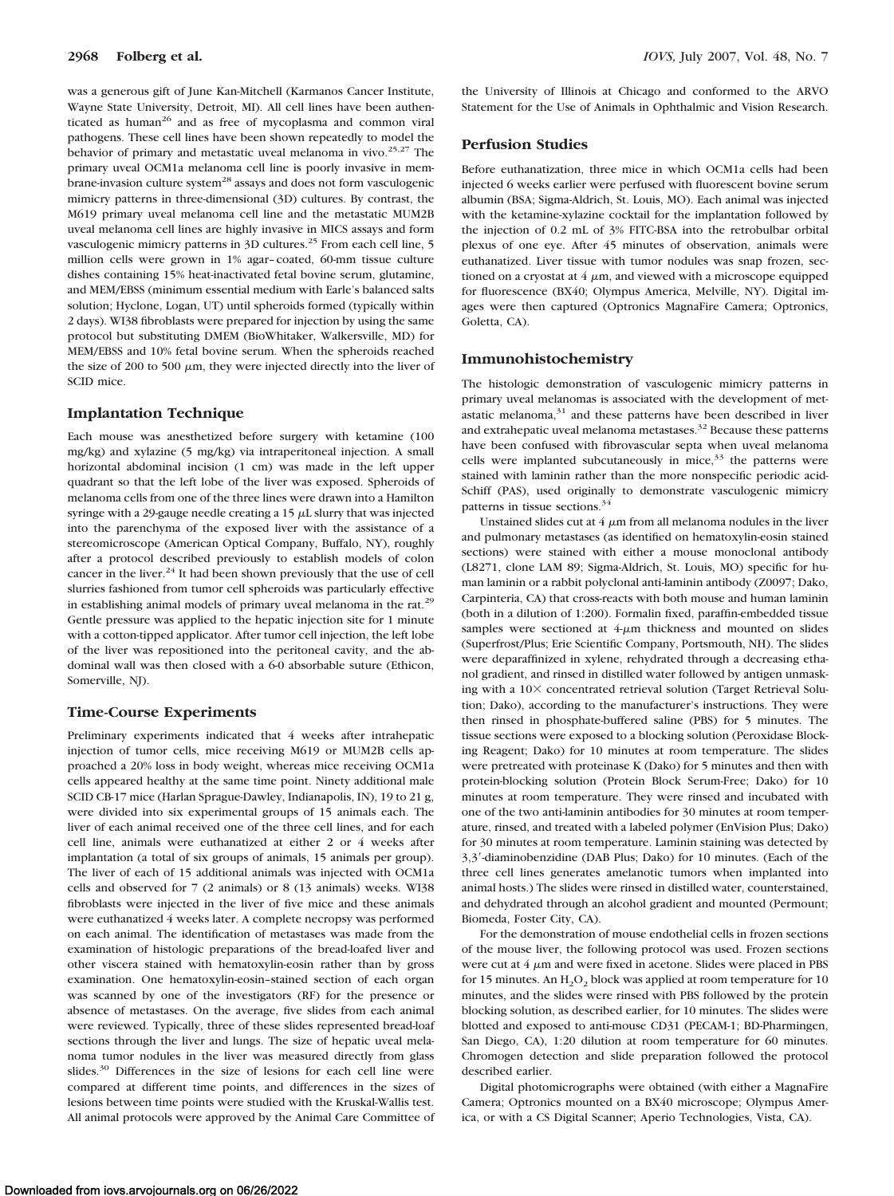was a generous gift of June Kan-Mitchell (Karmanos Cancer Institute, Wayne State University, Detroit, MI). All cell lines have been authenticated as human[26] and as free of mycoplasma and common viral pathogens. These cell lines have been shown repeatedly to model the behavior of primary and metastatic uveal melanoma in vivo.[25,27] The primary uveal OCM1a melanoma cell line is poorly invasive in membrane-invasion culture system[28] assays and does not form vasculogenic mimicry patterns in three-dimensional (3D) cultures. By contrast, the M619 primary uveal melanoma cell line and the metastatic MUM2B uveal melanoma cell lines are highly invasive in MICS assays and form vasculogenic mimicry patterns in 3D cultures.[25] From each cell line, 5 million cells were grown in 1% agar–coated, 60-mm tissue culture dishes containing 15% heat-inactivated fetal bovine serum, glutamine, and MEM/EBSS (minimum essential medium with Earle's balanced salts solution; Hyclone, Logan, UT) until spheroids formed (typically within 2 days). WI38 fibroblasts were prepared for injection by using the same protocol but substituting DMEM (BioWhitaker, Walkersville, MD) for MEM/EBSS and 10% fetal bovine serum. When the spheroids reached the size of 200 to 500 μm, they were injected directly into the liver of SCID mice.

## Implantation Technique

Each mouse was anesthetized before surgery with ketamine (100 mg/kg) and xylazine (5 mg/kg) via intraperitoneal injection. A small horizontal abdominal incision (1 cm) was made in the left upper quadrant so that the left lobe of the liver was exposed. Spheroids of melanoma cells from one of the three lines were drawn into a Hamilton syringe with a 29-gauge needle creating a 15 μL slurry that was injected into the parenchyma of the exposed liver with the assistance of a stereomicroscope (American Optical Company, Buffalo, NY), roughly after a protocol described previously to establish models of colon cancer in the liver.[24] It had been shown previously that the use of cell slurries fashioned from tumor cell spheroids was particularly effective in establishing animal models of primary uveal melanoma in the rat.[29] Gentle pressure was applied to the hepatic injection site for 1 minute with a cotton-tipped applicator. After tumor cell injection, the left lobe of the liver was repositioned into the peritoneal cavity, and the abdominal wall was then closed with a 6-0 absorbable suture (Ethicon, Somerville, NJ).

## Time-Course Experiments

Preliminary experiments indicated that 4 weeks after intrahepatic injection of tumor cells, mice receiving M619 or MUM2B cells approached a 20% loss in body weight, whereas mice receiving OCM1a cells appeared healthy at the same time point. Ninety additional male SCID CB-17 mice (Harlan Sprague-Dawley, Indianapolis, IN), 19 to 21 g, were divided into six experimental groups of 15 animals each. The liver of each animal received one of the three cell lines, and for each cell line, animals were euthanatized at either 2 or 4 weeks after implantation (a total of six groups of animals, 15 animals per group). The liver of each of 15 additional animals was injected with OCM1a cells and observed for 7 (2 animals) or 8 (13 animals) weeks. WI38 fibroblasts were injected in the liver of five mice and these animals were euthanatized 4 weeks later. A complete necropsy was performed on each animal. The identification of metastases was made from the examination of histologic preparations of the bread-loafed liver and other viscera stained with hematoxylin-eosin rather than by gross examination. One hematoxylin-eosin–stained section of each organ was scanned by one of the investigators (RF) for the presence or absence of metastases. On the average, five slides from each animal were reviewed. Typically, three of these slides represented bread-loaf sections through the liver and lungs. The size of hepatic uveal melanoma tumor nodules in the liver was measured directly from glass slides.[30] Differences in the size of lesions for each cell line were compared at different time points, and differences in the sizes of lesions between time points were studied with the Kruskal-Wallis test. All animal protocols were approved by the Animal Care Committee of the University of Illinois at Chicago and conformed to the ARVO Statement for the Use of Animals in Ophthalmic and Vision Research.

## Perfusion Studies

Before euthanatization, three mice in which OCM1a cells had been injected 6 weeks earlier were perfused with fluorescent bovine serum albumin (BSA; Sigma-Aldrich, St. Louis, MO). Each animal was injected with the ketamine-xylazine cocktail for the implantation followed by the injection of 0.2 mL of 3% FITC-BSA into the retrobulbar orbital plexus of one eye. After 45 minutes of observation, animals were euthanatized. Liver tissue with tumor nodules was snap frozen, sectioned on a cryostat at 4 μm, and viewed with a microscope equipped for fluorescence (BX40; Olympus America, Melville, NY). Digital images were then captured (Optronics MagnaFire Camera; Optronics, Goletta, CA).

## Immunohistochemistry

The histologic demonstration of vasculogenic mimicry patterns in primary uveal melanomas is associated with the development of metastatic melanoma,[31] and these patterns have been described in liver and extrahepatic uveal melanoma metastases.[32] Because these patterns have been confused with fibrovascular septa when uveal melanoma cells were implanted subcutaneously in mice,[33] the patterns were stained with laminin rather than the more nonspecific periodic acid-Schiff (PAS), used originally to demonstrate vasculogenic mimicry patterns in tissue sections.[34]

Unstained slides cut at 4 μm from all melanoma nodules in the liver and pulmonary metastases (as identified on hematoxylin-eosin stained sections) were stained with either a mouse monoclonal antibody (L8271, clone LAM 89; Sigma-Aldrich, St. Louis, MO) specific for human laminin or a rabbit polyclonal anti-laminin antibody (Z0097; Dako, Carpinteria, CA) that cross-reacts with both mouse and human laminin (both in a dilution of 1:200). Formalin fixed, paraffin-embedded tissue samples were sectioned at 4-μm thickness and mounted on slides (Superfrost/Plus; Erie Scientific Company, Portsmouth, NH). The slides were deparaffinized in xylene, rehydrated through a decreasing ethanol gradient, and rinsed in distilled water followed by antigen unmasking with a 10× concentrated retrieval solution (Target Retrieval Solution; Dako), according to the manufacturer's instructions. They were then rinsed in phosphate-buffered saline (PBS) for 5 minutes. The tissue sections were exposed to a blocking solution (Peroxidase Blocking Reagent; Dako) for 10 minutes at room temperature. The slides were pretreated with proteinase K (Dako) for 5 minutes and then with protein-blocking solution (Protein Block Serum-Free; Dako) for 10 minutes at room temperature. They were rinsed and incubated with one of the two anti-laminin antibodies for 30 minutes at room temperature, rinsed, and treated with a labeled polymer (EnVision Plus; Dako) for 30 minutes at room temperature. Laminin staining was detected by 3,3′-diaminobenzidine (DAB Plus; Dako) for 10 minutes. (Each of the three cell lines generates amelanotic tumors when implanted into animal hosts.) The slides were rinsed in distilled water, counterstained, and dehydrated through an alcohol gradient and mounted (Permount; Biomeda, Foster City, CA).

For the demonstration of mouse endothelial cells in frozen sections of the mouse liver, the following protocol was used. Frozen sections were cut at 4 μm and were fixed in acetone. Slides were placed in PBS for 15 minutes. An $H_2O_2$ block was applied at room temperature for 10 minutes, and the slides were rinsed with PBS followed by the protein blocking solution, as described earlier, for 10 minutes. The slides were blotted and exposed to anti-mouse CD31 (PECAM-1; BD-Pharmingen, San Diego, CA), 1:20 dilution at room temperature for 60 minutes. Chromogen detection and slide preparation followed the protocol described earlier.

Digital photomicrographs were obtained (with either a MagnaFire Camera; Optronics mounted on a BX40 microscope; Olympus America, or with a CS Digital Scanner; Aperio Technologies, Vista, CA).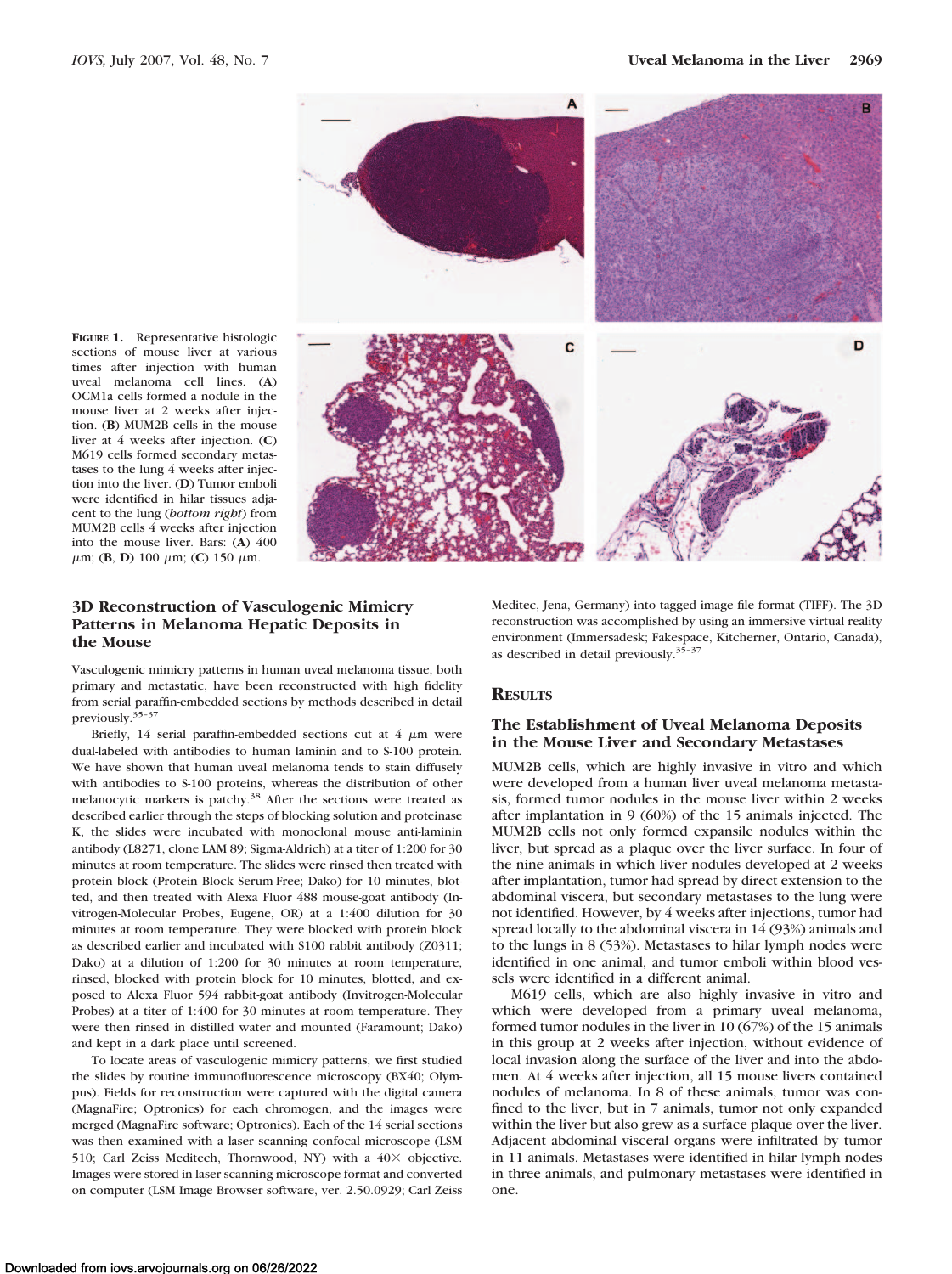**Figure 1.** Representative histologic sections of mouse liver at various times after injection with human uveal melanoma cell lines. (**A**) OCM1a cells formed a nodule in the mouse liver at 2 weeks after injection. (**B**) MUM2B cells in the mouse liver at 4 weeks after injection. (**C**) M619 cells formed secondary metastases to the lung 4 weeks after injection into the liver. (**D**) Tumor emboli were identified in hilar tissues adjacent to the lung (*bottom right*) from MUM2B cells 4 weeks after injection into the mouse liver. Bars: (**A**) 400 μm; (**B**, **D**) 100 μm; (**C**) 150 μm.

### 3D Reconstruction of Vasculogenic Mimicry Patterns in Melanoma Hepatic Deposits in the Mouse

Vasculogenic mimicry patterns in human uveal melanoma tissue, both primary and metastatic, have been reconstructed with high fidelity from serial paraffin-embedded sections by methods described in detail previously.[35–37]

Briefly, 14 serial paraffin-embedded sections cut at 4 μm were dual-labeled with antibodies to human laminin and to S-100 protein. We have shown that human uveal melanoma tends to stain diffusely with antibodies to S-100 proteins, whereas the distribution of other melanocytic markers is patchy.[38] After the sections were treated as described earlier through the steps of blocking solution and proteinase K, the slides were incubated with monoclonal mouse anti-laminin antibody (L8271, clone LAM 89; Sigma-Aldrich) at a titer of 1:200 for 30 minutes at room temperature. The slides were rinsed then treated with protein block (Protein Block Serum-Free; Dako) for 10 minutes, blotted, and then treated with Alexa Fluor 488 mouse-goat antibody (Invitrogen-Molecular Probes, Eugene, OR) at a 1:400 dilution for 30 minutes at room temperature. They were blocked with protein block as described earlier and incubated with S100 rabbit antibody (Z0311; Dako) at a dilution of 1:200 for 30 minutes at room temperature, rinsed, blocked with protein block for 10 minutes, blotted, and exposed to Alexa Fluor 594 rabbit-goat antibody (Invitrogen-Molecular Probes) at a titer of 1:400 for 30 minutes at room temperature. They were then rinsed in distilled water and mounted (Faramount; Dako) and kept in a dark place until screened.

To locate areas of vasculogenic mimicry patterns, we first studied the slides by routine immunofluorescence microscopy (BX40; Olympus). Fields for reconstruction were captured with the digital camera (MagnaFire; Optronics) for each chromogen, and the images were merged (MagnaFire software; Optronics). Each of the 14 serial sections was then examined with a laser scanning confocal microscope (LSM 510; Carl Zeiss Meditech, Thornwood, NY) with a 40× objective. Images were stored in laser scanning microscope format and converted on computer (LSM Image Browser software, ver. 2.50.0929; Carl Zeiss Meditec, Jena, Germany) into tagged image file format (TIFF). The 3D reconstruction was accomplished by using an immersive virtual reality environment (Immersadesk; Fakespace, Kitcherner, Ontario, Canada), as described in detail previously.[35–37]

## Results

### The Establishment of Uveal Melanoma Deposits in the Mouse Liver and Secondary Metastases

MUM2B cells, which are highly invasive in vitro and which were developed from a human liver uveal melanoma metastasis, formed tumor nodules in the mouse liver within 2 weeks after implantation in 9 (60%) of the 15 animals injected. The MUM2B cells not only formed expansile nodules within the liver, but spread as a plaque over the liver surface. In four of the nine animals in which liver nodules developed at 2 weeks after implantation, tumor had spread by direct extension to the abdominal viscera, but secondary metastases to the lung were not identified. However, by 4 weeks after injections, tumor had spread locally to the abdominal viscera in 14 (93%) animals and to the lungs in 8 (53%). Metastases to hilar lymph nodes were identified in one animal, and tumor emboli within blood vessels were identified in a different animal.

M619 cells, which are also highly invasive in vitro and which were developed from a primary uveal melanoma, formed tumor nodules in the liver in 10 (67%) of the 15 animals in this group at 2 weeks after injection, without evidence of local invasion along the surface of the liver and into the abdomen. At 4 weeks after injection, all 15 mouse livers contained nodules of melanoma. In 8 of these animals, tumor was confined to the liver, but in 7 animals, tumor not only expanded within the liver but also grew as a surface plaque over the liver. Adjacent abdominal visceral organs were infiltrated by tumor in 11 animals. Metastases were identified in hilar lymph nodes in three animals, and pulmonary metastases were identified in one.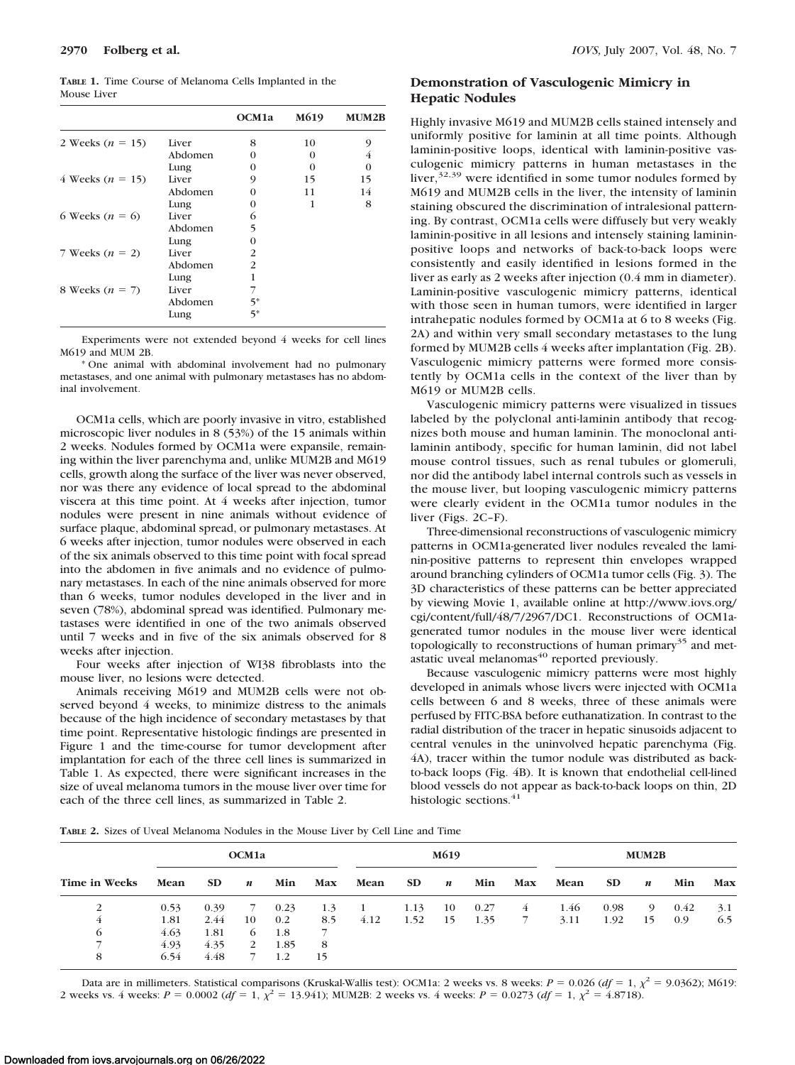**TABLE 1.** Time Course of Melanoma Cells Implanted in the Mouse Liver

| | | OCM1a | M619 | MUM2B |
|---|---|---|---|---|
| 2 Weeks ($n$ = 15) | Liver | 8 | 10 | 9 |
| | Abdomen | 0 | 0 | 4 |
| | Lung | 0 | 0 | 0 |
| 4 Weeks ($n$ = 15) | Liver | 9 | 15 | 15 |
| | Abdomen | 0 | 11 | 14 |
| | Lung | 0 | 1 | 8 |
| 6 Weeks ($n$ = 6) | Liver | 6 | | |
| | Abdomen | 5 | | |
| | Lung | 0 | | |
| 7 Weeks ($n$ = 2) | Liver | 2 | | |
| | Abdomen | 2 | | |
| | Lung | 1 | | |
| 8 Weeks ($n$ = 7) | Liver | 7 | | |
| | Abdomen | 5* | | |
| | Lung | 5* | | |

Experiments were not extended beyond 4 weeks for cell lines M619 and MUM 2B.

* One animal with abdominal involvement had no pulmonary metastases, and one animal with pulmonary metastases has no abdominal involvement.

OCM1a cells, which are poorly invasive in vitro, established microscopic liver nodules in 8 (53%) of the 15 animals within 2 weeks. Nodules formed by OCM1a were expansile, remaining within the liver parenchyma and, unlike MUM2B and M619 cells, growth along the surface of the liver was never observed, nor was there any evidence of local spread to the abdominal viscera at this time point. At 4 weeks after injection, tumor nodules were present in nine animals without evidence of surface plaque, abdominal spread, or pulmonary metastases. At 6 weeks after injection, tumor nodules were observed in each of the six animals observed to this time point with focal spread into the abdomen in five animals and no evidence of pulmonary metastases. In each of the nine animals observed for more than 6 weeks, tumor nodules developed in the liver and in seven (78%), abdominal spread was identified. Pulmonary metastases were identified in one of the two animals observed until 7 weeks and in five of the six animals observed for 8 weeks after injection.

Four weeks after injection of WI38 fibroblasts into the mouse liver, no lesions were detected.

Animals receiving M619 and MUM2B cells were not observed beyond 4 weeks, to minimize distress to the animals because of the high incidence of secondary metastases by that time point. Representative histologic findings are presented in Figure 1 and the time-course for tumor development after implantation for each of the three cell lines is summarized in Table 1. As expected, there were significant increases in the size of uveal melanoma tumors in the mouse liver over time for each of the three cell lines, as summarized in Table 2.

## Demonstration of Vasculogenic Mimicry in Hepatic Nodules

Highly invasive M619 and MUM2B cells stained intensely and uniformly positive for laminin at all time points. Although laminin-positive loops, identical with laminin-positive vasculogenic mimicry patterns in human metastases in the liver,[32,39] were identified in some tumor nodules formed by M619 and MUM2B cells in the liver, the intensity of laminin staining obscured the discrimination of intralesional patterning. By contrast, OCM1a cells were diffusely but very weakly laminin-positive in all lesions and intensely staining laminin-positive loops and networks of back-to-back loops were consistently and easily identified in lesions formed in the liver as early as 2 weeks after injection (0.4 mm in diameter). Laminin-positive vasculogenic mimicry patterns, identical with those seen in human tumors, were identified in larger intrahepatic nodules formed by OCM1a at 6 to 8 weeks (Fig. 2A) and within very small secondary metastases to the lung formed by MUM2B cells 4 weeks after implantation (Fig. 2B). Vasculogenic mimicry patterns were formed more consistently by OCM1a cells in the context of the liver than by M619 or MUM2B cells.

Vasculogenic mimicry patterns were visualized in tissues labeled by the polyclonal anti-laminin antibody that recognizes both mouse and human laminin. The monoclonal anti-laminin antibody, specific for human laminin, did not label mouse control tissues, such as renal tubules or glomeruli, nor did the antibody label internal controls such as vessels in the mouse liver, but looping vasculogenic mimicry patterns were clearly evident in the OCM1a tumor nodules in the liver (Figs. 2C–F).

Three-dimensional reconstructions of vasculogenic mimicry patterns in OCM1a-generated liver nodules revealed the laminin-positive patterns to represent thin envelopes wrapped around branching cylinders of OCM1a tumor cells (Fig. 3). The 3D characteristics of these patterns can be better appreciated by viewing Movie 1, available online at http://www.iovs.org/cgi/content/full/48/7/2967/DC1. Reconstructions of OCM1a-generated tumor nodules in the mouse liver were identical topologically to reconstructions of human primary[35] and metastatic uveal melanomas[40] reported previously.

Because vasculogenic mimicry patterns were most highly developed in animals whose livers were injected with OCM1a cells between 6 and 8 weeks, three of these animals were perfused by FITC-BSA before euthanatization. In contrast to the radial distribution of the tracer in hepatic sinusoids adjacent to central venules in the uninvolved hepatic parenchyma (Fig. 4A), tracer within the tumor nodule was distributed as back-to-back loops (Fig. 4B). It is known that endothelial cell-lined blood vessels do not appear as back-to-back loops on thin, 2D histologic sections.[41]

**TABLE 2.** Sizes of Uveal Melanoma Nodules in the Mouse Liver by Cell Line and Time

| Time in Weeks | OCM1a | | | | | M619 | | | | | MUM2B | | | | |
|---|---|---|---|---|---|---|---|---|---|---|---|---|---|---|---|
| | Mean | SD | $n$ | Min | Max | Mean | SD | $n$ | Min | Max | Mean | SD | $n$ | Min | Max |
| 2 | 0.53 | 0.39 | 7 | 0.23 | 1.3 | 1 | 1.13 | 10 | 0.27 | 4 | 1.46 | 0.98 | 9 | 0.42 | 3.1 |
| 4 | 1.81 | 2.44 | 10 | 0.2 | 8.5 | 4.12 | 1.52 | 15 | 1.35 | 7 | 3.11 | 1.92 | 15 | 0.9 | 6.5 |
| 6 | 4.63 | 1.81 | 6 | 1.8 | 7 | | | | | | | | | | |
| 7 | 4.93 | 4.35 | 2 | 1.85 | 8 | | | | | | | | | | |
| 8 | 6.54 | 4.48 | 7 | 1.2 | 15 | | | | | | | | | | |

Data are in millimeters. Statistical comparisons (Kruskal-Wallis test): OCM1a: 2 weeks vs. 8 weeks: $P = 0.026$ ($df = 1$, $\chi^2 = 9.0362$); M619: 2 weeks vs. 4 weeks: $P = 0.0002$ ($df = 1$, $\chi^2 = 13.941$); MUM2B: 2 weeks vs. 4 weeks: $P = 0.0273$ ($df = 1$, $\chi^2 = 4.8718$).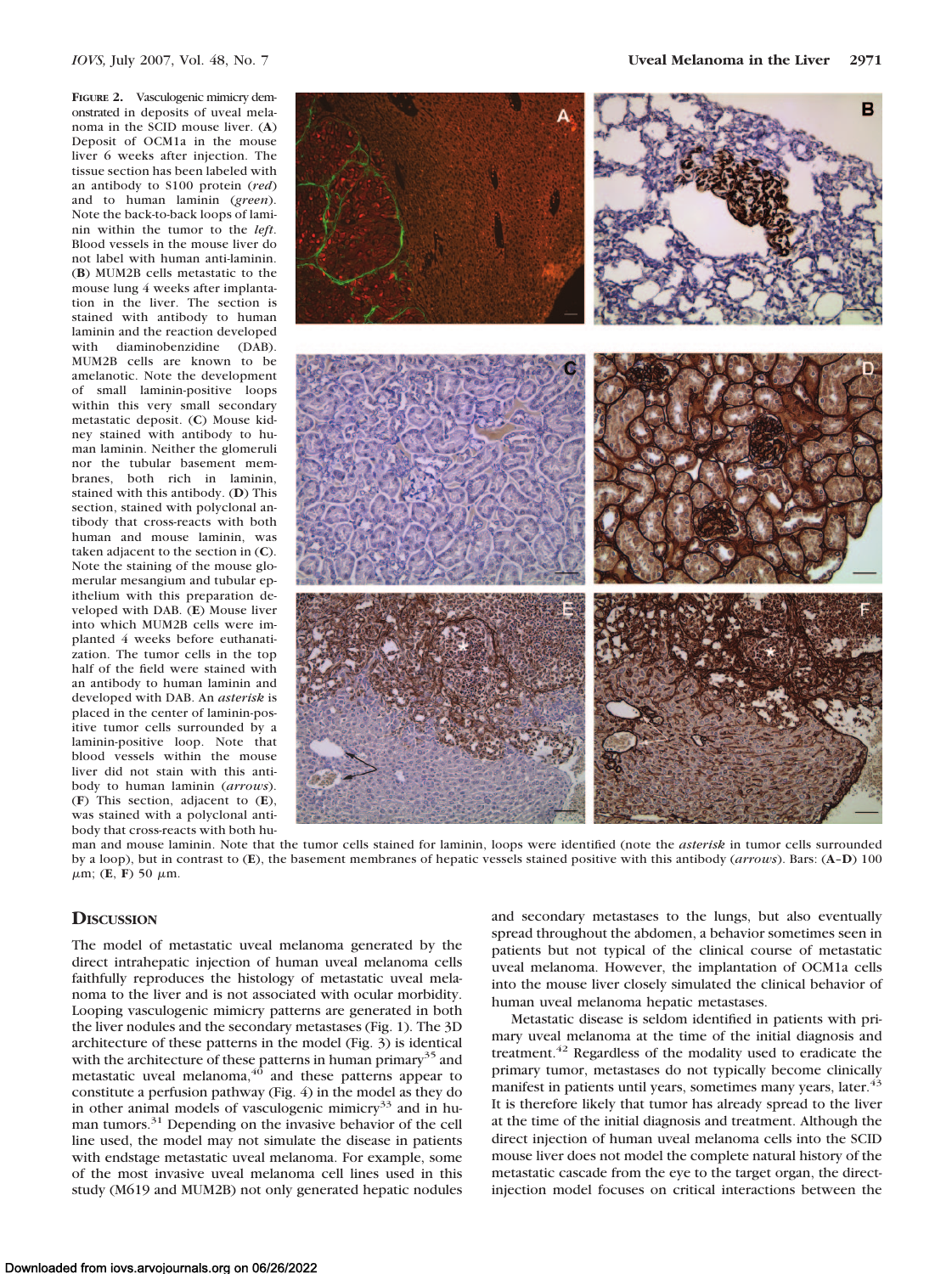**FIGURE 2.** Vasculogenic mimicry demonstrated in deposits of uveal melanoma in the SCID mouse liver. (**A**) Deposit of OCM1a in the mouse liver 6 weeks after injection. The tissue section has been labeled with an antibody to S100 protein (*red*) and to human laminin (*green*). Note the back-to-back loops of laminin within the tumor to the *left*. Blood vessels in the mouse liver do not label with human anti-laminin. (**B**) MUM2B cells metastatic to the mouse lung 4 weeks after implantation in the liver. The section is stained with antibody to human laminin and the reaction developed with diaminobenzidine (DAB). MUM2B cells are known to be amelanotic. Note the development of small laminin-positive loops within this very small secondary metastatic deposit. (**C**) Mouse kidney stained with antibody to human laminin. Neither the glomeruli nor the tubular basement membranes, both rich in laminin, stained with this antibody. (**D**) This section, stained with polyclonal antibody that cross-reacts with both human and mouse laminin, was taken adjacent to the section in (**C**). Note the staining of the mouse glomerular mesangium and tubular epithelium with this preparation developed with DAB. (**E**) Mouse liver into which MUM2B cells were implanted 4 weeks before euthanatization. The tumor cells in the top half of the field were stained with an antibody to human laminin and developed with DAB. An *asterisk* is placed in the center of laminin-positive tumor cells surrounded by a laminin-positive loop. Note that blood vessels within the mouse liver did not stain with this antibody to human laminin (*arrows*). (**F**) This section, adjacent to (**E**), was stained with a polyclonal antibody that cross-reacts with both human and mouse laminin. Note that the tumor cells stained for laminin, loops were identified (note the *asterisk* in tumor cells surrounded by a loop), but in contrast to (**E**), the basement membranes of hepatic vessels stained positive with this antibody (*arrows*). Bars: (**A**–**D**) 100 μm; (**E**, **F**) 50 μm.

## DISCUSSION

The model of metastatic uveal melanoma generated by the direct intrahepatic injection of human uveal melanoma cells faithfully reproduces the histology of metastatic uveal melanoma to the liver and is not associated with ocular morbidity. Looping vasculogenic mimicry patterns are generated in both the liver nodules and the secondary metastases (Fig. 1). The 3D architecture of these patterns in the model (Fig. 3) is identical with the architecture of these patterns in human primary[35] and metastatic uveal melanoma,[40] and these patterns appear to constitute a perfusion pathway (Fig. 4) in the model as they do in other animal models of vasculogenic mimicry[33] and in human tumors.[31] Depending on the invasive behavior of the cell line used, the model may not simulate the disease in patients with endstage metastatic uveal melanoma. For example, some of the most invasive uveal melanoma cell lines used in this study (M619 and MUM2B) not only generated hepatic nodules and secondary metastases to the lungs, but also eventually spread throughout the abdomen, a behavior sometimes seen in patients but not typical of the clinical course of metastatic uveal melanoma. However, the implantation of OCM1a cells into the mouse liver closely simulated the clinical behavior of human uveal melanoma hepatic metastases.

Metastatic disease is seldom identified in patients with primary uveal melanoma at the time of the initial diagnosis and treatment.[42] Regardless of the modality used to eradicate the primary tumor, metastases do not typically become clinically manifest in patients until years, sometimes many years, later.[43] It is therefore likely that tumor has already spread to the liver at the time of the initial diagnosis and treatment. Although the direct injection of human uveal melanoma cells into the SCID mouse liver does not model the complete natural history of the metastatic cascade from the eye to the target organ, the direct-injection model focuses on critical interactions between the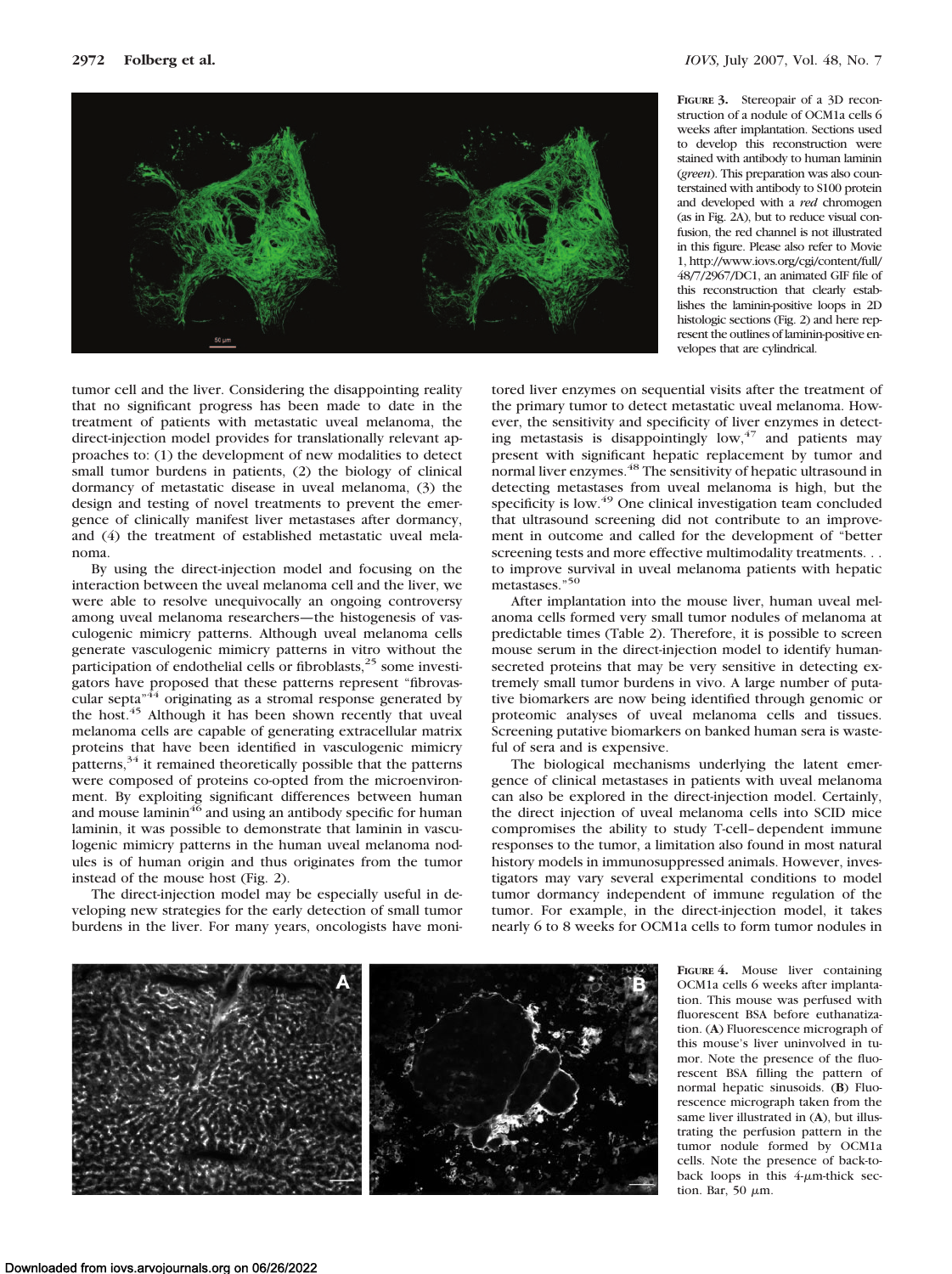FIGURE 3. Stereopair of a 3D reconstruction of a nodule of OCM1a cells 6 weeks after implantation. Sections used to develop this reconstruction were stained with antibody to human laminin (*green*). This preparation was also counterstained with antibody to S100 protein and developed with a *red* chromogen (as in Fig. 2A), but to reduce visual confusion, the red channel is not illustrated in this figure. Please also refer to Movie 1, http://www.iovs.org/cgi/content/full/48/7/2967/DC1, an animated GIF file of this reconstruction that clearly establishes the laminin-positive loops in 2D histologic sections (Fig. 2) and here represent the outlines of laminin-positive envelopes that are cylindrical.

tumor cell and the liver. Considering the disappointing reality that no significant progress has been made to date in the treatment of patients with metastatic uveal melanoma, the direct-injection model provides for translationally relevant approaches to: (1) the development of new modalities to detect small tumor burdens in patients, (2) the biology of clinical dormancy of metastatic disease in uveal melanoma, (3) the design and testing of novel treatments to prevent the emergence of clinically manifest liver metastases after dormancy, and (4) the treatment of established metastatic uveal melanoma.

By using the direct-injection model and focusing on the interaction between the uveal melanoma cell and the liver, we were able to resolve unequivocally an ongoing controversy among uveal melanoma researchers—the histogenesis of vasculogenic mimicry patterns. Although uveal melanoma cells generate vasculogenic mimicry patterns in vitro without the participation of endothelial cells or fibroblasts,[25] some investigators have proposed that these patterns represent "fibrovascular septa"[44] originating as a stromal response generated by the host.[45] Although it has been shown recently that uveal melanoma cells are capable of generating extracellular matrix proteins that have been identified in vasculogenic mimicry patterns,[34] it remained theoretically possible that the patterns were composed of proteins co-opted from the microenvironment. By exploiting significant differences between human and mouse laminin[46] and using an antibody specific for human laminin, it was possible to demonstrate that laminin in vasculogenic mimicry patterns in the human uveal melanoma nodules is of human origin and thus originates from the tumor instead of the mouse host (Fig. 2).

The direct-injection model may be especially useful in developing new strategies for the early detection of small tumor burdens in the liver. For many years, oncologists have monitored liver enzymes on sequential visits after the treatment of the primary tumor to detect metastatic uveal melanoma. However, the sensitivity and specificity of liver enzymes in detecting metastasis is disappointingly low,[47] and patients may present with significant hepatic replacement by tumor and normal liver enzymes.[48] The sensitivity of hepatic ultrasound in detecting metastases from uveal melanoma is high, but the specificity is low.[49] One clinical investigation team concluded that ultrasound screening did not contribute to an improvement in outcome and called for the development of "better screening tests and more effective multimodality treatments. . . to improve survival in uveal melanoma patients with hepatic metastases."[50]

After implantation into the mouse liver, human uveal melanoma cells formed very small tumor nodules of melanoma at predictable times (Table 2). Therefore, it is possible to screen mouse serum in the direct-injection model to identify human-secreted proteins that may be very sensitive in detecting extremely small tumor burdens in vivo. A large number of putative biomarkers are now being identified through genomic or proteomic analyses of uveal melanoma cells and tissues. Screening putative biomarkers on banked human sera is wasteful of sera and is expensive.

The biological mechanisms underlying the latent emergence of clinical metastases in patients with uveal melanoma can also be explored in the direct-injection model. Certainly, the direct injection of uveal melanoma cells into SCID mice compromises the ability to study T-cell–dependent immune responses to the tumor, a limitation also found in most natural history models in immunosuppressed animals. However, investigators may vary several experimental conditions to model tumor dormancy independent of immune regulation of the tumor. For example, in the direct-injection model, it takes nearly 6 to 8 weeks for OCM1a cells to form tumor nodules in

FIGURE 4. Mouse liver containing OCM1a cells 6 weeks after implantation. This mouse was perfused with fluorescent BSA before euthanatization. (**A**) Fluorescence micrograph of this mouse's liver uninvolved in tumor. Note the presence of the fluorescent BSA filling the pattern of normal hepatic sinusoids. (**B**) Fluorescence micrograph taken from the same liver illustrated in (**A**), but illustrating the perfusion pattern in the tumor nodule formed by OCM1a cells. Note the presence of back-to-back loops in this 4-μm-thick section. Bar, 50 μm.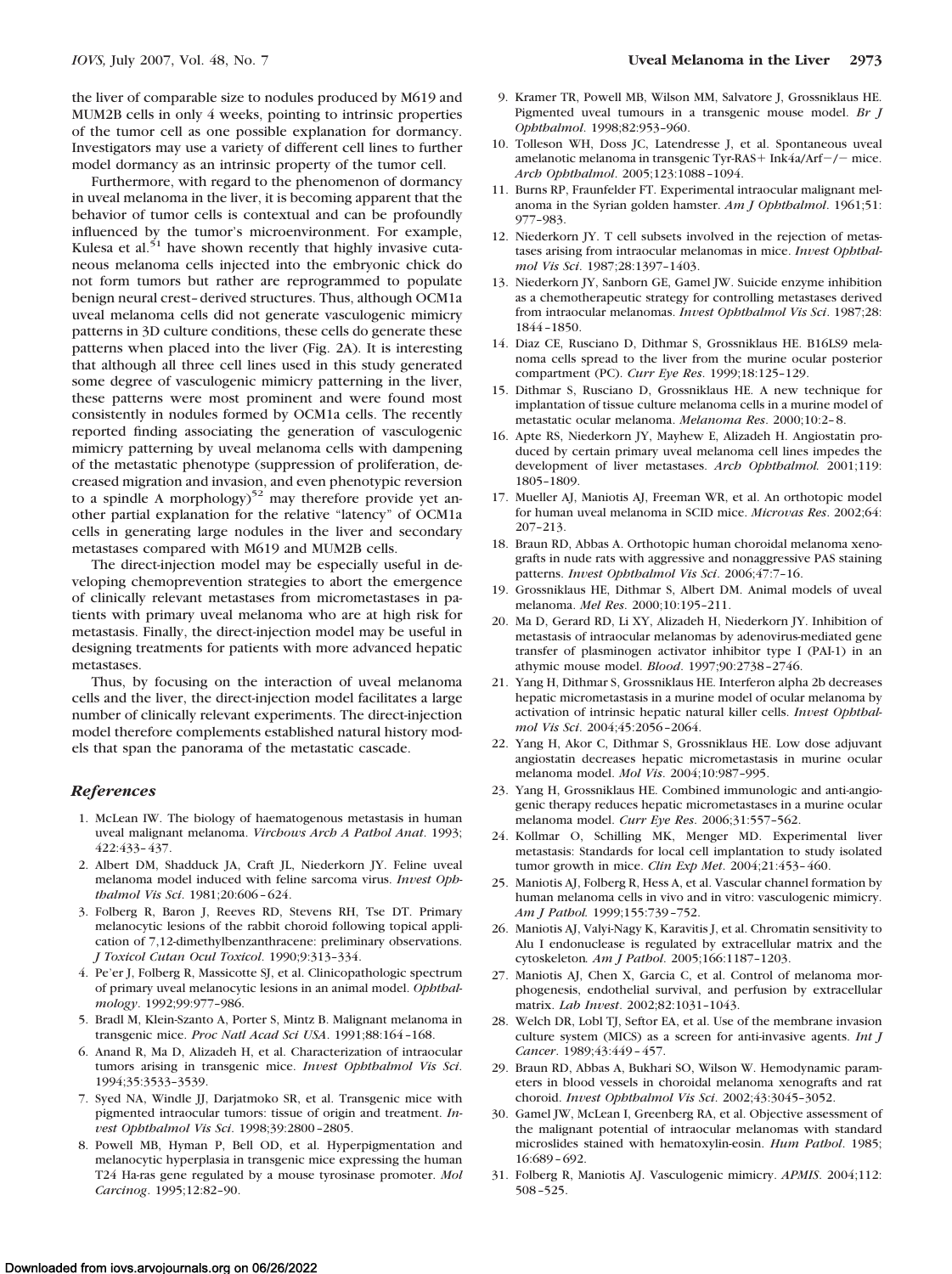the liver of comparable size to nodules produced by M619 and MUM2B cells in only 4 weeks, pointing to intrinsic properties of the tumor cell as one possible explanation for dormancy. Investigators may use a variety of different cell lines to further model dormancy as an intrinsic property of the tumor cell.

Furthermore, with regard to the phenomenon of dormancy in uveal melanoma in the liver, it is becoming apparent that the behavior of tumor cells is contextual and can be profoundly influenced by the tumor's microenvironment. For example, Kulesa et al.[51] have shown recently that highly invasive cutaneous melanoma cells injected into the embryonic chick do not form tumors but rather are reprogrammed to populate benign neural crest–derived structures. Thus, although OCM1a uveal melanoma cells did not generate vasculogenic mimicry patterns in 3D culture conditions, these cells do generate these patterns when placed into the liver (Fig. 2A). It is interesting that although all three cell lines used in this study generated some degree of vasculogenic mimicry patterning in the liver, these patterns were most prominent and were found most consistently in nodules formed by OCM1a cells. The recently reported finding associating the generation of vasculogenic mimicry patterning by uveal melanoma cells with dampening of the metastatic phenotype (suppression of proliferation, decreased migration and invasion, and even phenotypic reversion to a spindle A morphology)[52] may therefore provide yet another partial explanation for the relative "latency" of OCM1a cells in generating large nodules in the liver and secondary metastases compared with M619 and MUM2B cells.

The direct-injection model may be especially useful in developing chemoprevention strategies to abort the emergence of clinically relevant metastases from micrometastases in patients with primary uveal melanoma who are at high risk for metastasis. Finally, the direct-injection model may be useful in designing treatments for patients with more advanced hepatic metastases.

Thus, by focusing on the interaction of uveal melanoma cells and the liver, the direct-injection model facilitates a large number of clinically relevant experiments. The direct-injection model therefore complements established natural history models that span the panorama of the metastatic cascade.

## *References*

1. McLean IW. The biology of haematogenous metastasis in human uveal malignant melanoma. *Virchows Arch A Pathol Anat*. 1993; 422:433–437.
2. Albert DM, Shadduck JA, Craft JL, Niederkorn JY. Feline uveal melanoma model induced with feline sarcoma virus. *Invest Ophthalmol Vis Sci*. 1981;20:606–624.
3. Folberg R, Baron J, Reeves RD, Stevens RH, Tse DT. Primary melanocytic lesions of the rabbit choroid following topical application of 7,12-dimethylbenzanthracene: preliminary observations. *J Toxicol Cutan Ocul Toxicol*. 1990;9:313–334.
4. Pe'er J, Folberg R, Massicotte SJ, et al. Clinicopathologic spectrum of primary uveal melanocytic lesions in an animal model. *Ophthalmology*. 1992;99:977–986.
5. Bradl M, Klein-Szanto A, Porter S, Mintz B. Malignant melanoma in transgenic mice. *Proc Natl Acad Sci USA*. 1991;88:164–168.
6. Anand R, Ma D, Alizadeh H, et al. Characterization of intraocular tumors arising in transgenic mice. *Invest Ophthalmol Vis Sci*. 1994;35:3533–3539.
7. Syed NA, Windle JJ, Darjatmoko SR, et al. Transgenic mice with pigmented intraocular tumors: tissue of origin and treatment. *Invest Ophthalmol Vis Sci*. 1998;39:2800–2805.
8. Powell MB, Hyman P, Bell OD, et al. Hyperpigmentation and melanocytic hyperplasia in transgenic mice expressing the human T24 Ha-ras gene regulated by a mouse tyrosinase promoter. *Mol Carcinog*. 1995;12:82–90.
9. Kramer TR, Powell MB, Wilson MM, Salvatore J, Grossniklaus HE. Pigmented uveal tumours in a transgenic mouse model. *Br J Ophthalmol*. 1998;82:953–960.
10. Tolleson WH, Doss JC, Latendresse J, et al. Spontaneous uveal amelanotic melanoma in transgenic Tyr-RAS+ Ink4a/Arf−/− mice. *Arch Ophthalmol*. 2005;123:1088–1094.
11. Burns RP, Fraunfelder FT. Experimental intraocular malignant melanoma in the Syrian golden hamster. *Am J Ophthalmol*. 1961;51: 977–983.
12. Niederkorn JY. T cell subsets involved in the rejection of metastases arising from intraocular melanomas in mice. *Invest Ophthalmol Vis Sci*. 1987;28:1397–1403.
13. Niederkorn JY, Sanborn GE, Gamel JW. Suicide enzyme inhibition as a chemotherapeutic strategy for controlling metastases derived from intraocular melanomas. *Invest Ophthalmol Vis Sci*. 1987;28: 1844–1850.
14. Diaz CE, Rusciano D, Dithmar S, Grossniklaus HE. B16LS9 melanoma cells spread to the liver from the murine ocular posterior compartment (PC). *Curr Eye Res*. 1999;18:125–129.
15. Dithmar S, Rusciano D, Grossniklaus HE. A new technique for implantation of tissue culture melanoma cells in a murine model of metastatic ocular melanoma. *Melanoma Res*. 2000;10:2–8.
16. Apte RS, Niederkorn JY, Mayhew E, Alizadeh H. Angiostatin produced by certain primary uveal melanoma cell lines impedes the development of liver metastases. *Arch Ophthalmol.* 2001;119: 1805–1809.
17. Mueller AJ, Maniotis AJ, Freeman WR, et al. An orthotopic model for human uveal melanoma in SCID mice. *Microvas Res*. 2002;64: 207–213.
18. Braun RD, Abbas A. Orthotopic human choroidal melanoma xenografts in nude rats with aggressive and nonaggressive PAS staining patterns. *Invest Ophthalmol Vis Sci*. 2006;47:7–16.
19. Grossniklaus HE, Dithmar S, Albert DM. Animal models of uveal melanoma. *Mel Res*. 2000;10:195–211.
20. Ma D, Gerard RD, Li XY, Alizadeh H, Niederkorn JY. Inhibition of metastasis of intraocular melanomas by adenovirus-mediated gene transfer of plasminogen activator inhibitor type I (PAI-1) in an athymic mouse model. *Blood*. 1997;90:2738–2746.
21. Yang H, Dithmar S, Grossniklaus HE. Interferon alpha 2b decreases hepatic micrometastasis in a murine model of ocular melanoma by activation of intrinsic hepatic natural killer cells. *Invest Ophthalmol Vis Sci*. 2004;45:2056–2064.
22. Yang H, Akor C, Dithmar S, Grossniklaus HE. Low dose adjuvant angiostatin decreases hepatic micrometastasis in murine ocular melanoma model. *Mol Vis*. 2004;10:987–995.
23. Yang H, Grossniklaus HE. Combined immunologic and anti-angiogenic therapy reduces hepatic micrometastases in a murine ocular melanoma model. *Curr Eye Res*. 2006;31:557–562.
24. Kollmar O, Schilling MK, Menger MD. Experimental liver metastasis: Standards for local cell implantation to study isolated tumor growth in mice. *Clin Exp Met*. 2004;21:453–460.
25. Maniotis AJ, Folberg R, Hess A, et al. Vascular channel formation by human melanoma cells in vivo and in vitro: vasculogenic mimicry. *Am J Pathol.* 1999;155:739–752.
26. Maniotis AJ, Valyi-Nagy K, Karavitis J, et al. Chromatin sensitivity to Alu I endonuclease is regulated by extracellular matrix and the cytoskeleton*. Am J Pathol*. 2005;166:1187–1203.
27. Maniotis AJ, Chen X, Garcia C, et al. Control of melanoma morphogenesis, endothelial survival, and perfusion by extracellular matrix. *Lab Invest*. 2002;82:1031–1043.
28. Welch DR, Lobl TJ, Seftor EA, et al. Use of the membrane invasion culture system (MICS) as a screen for anti-invasive agents. *Int J Cancer*. 1989;43:449–457.
29. Braun RD, Abbas A, Bukhari SO, Wilson W. Hemodynamic parameters in blood vessels in choroidal melanoma xenografts and rat choroid. *Invest Ophthalmol Vis Sci*. 2002;43:3045–3052.
30. Gamel JW, McLean I, Greenberg RA, et al. Objective assessment of the malignant potential of intraocular melanomas with standard microslides stained with hematoxylin-eosin. *Hum Pathol*. 1985; 16:689–692.
31. Folberg R, Maniotis AJ. Vasculogenic mimicry. *APMIS*. 2004;112: 508–525.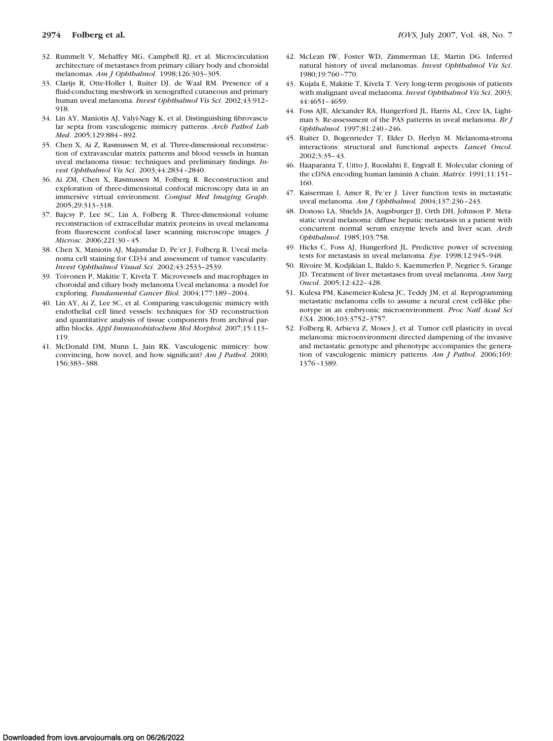32. Rummelt V, Mehaffey MG, Campbell RJ, et al. Microcirculation architecture of metastases from primary ciliary body and choroidal melanomas. *Am J Ophthalmol*. 1998;126:303–305.
33. Clarijs R, Otte-Holler I, Ruiter DJ, de Waal RM. Presence of a fluid-conducting meshwork in xenografted cutaneous and primary human uveal melanoma. *Invest Ophthalmol Vis Sci*. 2002;43:912–918.
34. Lin AY, Maniotis AJ, Valyi-Nagy K, et al. Distinguishing fibrovascular septa from vasculogenic mimicry patterns. *Arch Pathol Lab Med*. 2005;129:884–892.
35. Chen X, Ai Z, Rasmussen M, et al. Three-dimensional reconstruction of extravascular matrix patterns and blood vessels in human uveal melanoma tissue: techniques and preliminary findings. *Invest Ophthalmol Vis Sci*. 2003;44:2834–2840.
36. Ai ZM, Chen X, Rasmussen M, Folberg R. Reconstruction and exploration of three-dimensional confocal microscopy data in an immersive virtual environment. *Comput Med Imaging Graph*. 2005;29:313–318.
37. Bajcsy P, Lee SC, Lin A, Folberg R. Three-dimensional volume reconstruction of extracellular matrix proteins in uveal melanoma from fluorescent confocal laser scanning microscope images. *J Microsc*. 2006;221:30–45.
38. Chen X, Maniotis AJ, Majumdar D, Pe'er J, Folberg R. Uveal melanoma cell staining for CD34 and assessment of tumor vascularity. *Invest Ophthalmol Visual Sci*. 2002;43:2533–2539.
39. Toivonen P, Makitie T, Kivela T. Microvessels and macrophages in choroidal and ciliary body melanoma Uveal melanoma: a model for exploring. *Fundamental Cancer Biol*. 2004;177:189–2004.
40. Lin AY, Ai Z, Lee SC, et al. Comparing vasculogenic mimicry with endothelial cell lined vessels: techniques for 3D reconstruction and quantitative analysis of tissue components from archival paraffin blocks. *Appl Immunohistochem Mol Morphol*. 2007;15:113–119.
41. McDonald DM, Munn L, Jain RK. Vasculogenic mimicry: how convincing, how novel, and how significant? *Am J Pathol*. 2000;156:383–388.
42. McLean IW, Foster WD, Zimmerman LE, Martin DG. Inferred natural history of uveal melanomas. *Invest Ophthalmol Vis Sci*. 1980;19:760–770.
43. Kujala E, Makitie T, Kivela T. Very long-term prognosis of patients with malignant uveal melanoma. *Invest Ophthalmol Vis Sci*. 2003;44:4651–4659.
44. Foss AJE, Alexander RA, Hungerford JL, Harris AL, Cree IA, Lightman S. Re-assessment of the PAS patterns in uveal melanoma. *Br J Ophthalmol*. 1997;81:240–246.
45. Ruiter D, Bogenrieder T, Elder D, Herlyn M. Melanoma-stroma interactions: structural and functional aspects. *Lancet Oncol*. 2002;3:35–43.
46. Haaparanta T, Uitto J, Ruoslahti E, Engvall E. Molecular cloning of the cDNA encoding human laminin A chain. *Matrix*. 1991;11:151–160.
47. Kaiserman I, Amer R, Pe'er J. Liver function tests in metastatic uveal melanoma. *Am J Ophthalmol*. 2004;137:236–243.
48. Donoso LA, Shields JA, Augsburger JJ, Orth DH, Johnson P. Metastatic uveal melanoma: diffuse hepatic metastasis in a patient with concurrent normal serum enzyme levels and liver scan. *Arch Ophthalmol*. 1985;103:758.
49. Hicks C, Foss AJ, Hungerford JL. Predictive power of screening tests for metastasis in uveal melanoma. *Eye*. 1998;12:945–948.
50. Rivoire M, Kodjikian L, Baldo S, Kaemmerlen P, Negrier S, Grange JD. Treatment of liver metastases from uveal melanoma. *Ann Surg Oncol*. 2005;12:422–428.
51. Kulesa PM, Kasemeier-Kulesa JC, Teddy JM, et al. Reprogramming metastatic melanoma cells to assume a neural crest cell-like phenotype in an embryonic microenvironment. *Proc Natl Acad Sci USA*. 2006;103:3752–3757.
52. Folberg R, Arbieva Z, Moses J, et al. Tumor cell plasticity in uveal melanoma: microenvironment directed dampening of the invasive and metastatic genotype and phenotype accompanies the generation of vasculogenic mimicry patterns. *Am J Pathol*. 2006;169:1376–1389.